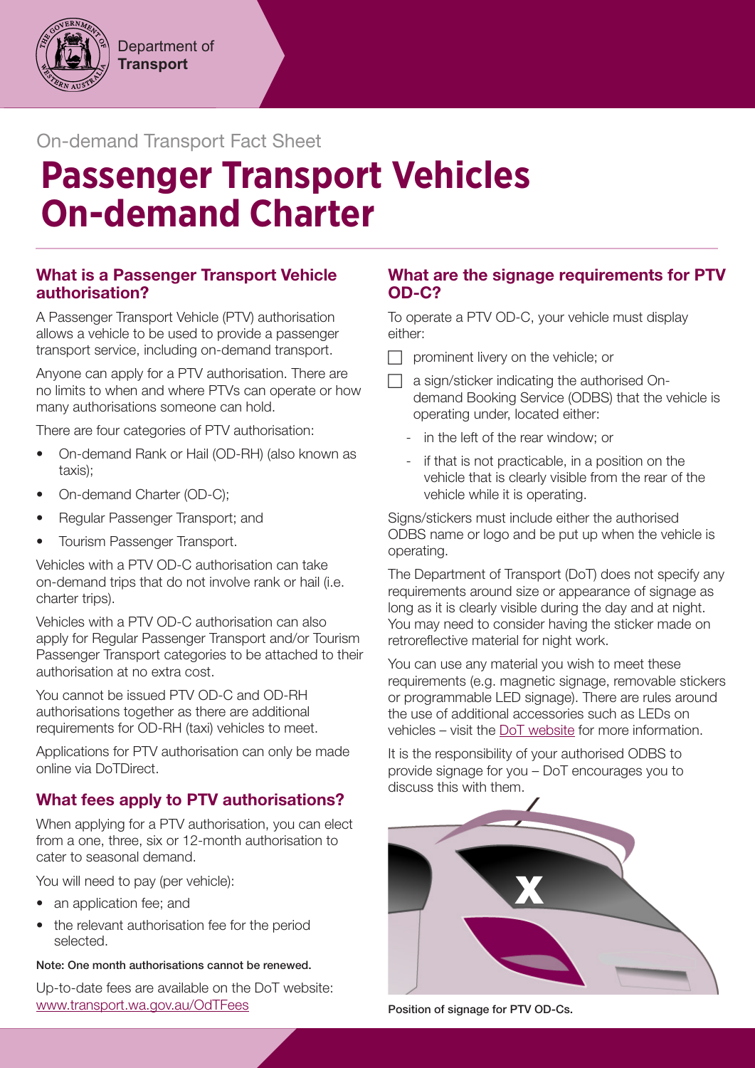Department of **Transport**

On-demand Transport Fact Sheet

# Passenger Transport Vehicles On-demand Charter

## What is a Passenger Transport Vehicle authorisation?

A Passenger Transport Vehicle (PTV) authorisation allows a vehicle to be used to provide a passenger transport service, including on-demand transport.

Anyone can apply for a PTV authorisation. There are no limits to when and where PTVs can operate or how many authorisations someone can hold.

There are four categories of PTV authorisation:

- On-demand Rank or Hail (OD-RH) (also known as taxis);
- On-demand Charter (OD-C);
- Regular Passenger Transport; and
- Tourism Passenger Transport.

Vehicles with a PTV OD-C authorisation can take on-demand trips that do not involve rank or hail (i.e. charter trips).

Vehicles with a PTV OD-C authorisation can also apply for Regular Passenger Transport and/or Tourism Passenger Transport categories to be attached to their authorisation at no extra cost.

You cannot be issued PTV OD-C and OD-RH authorisations together as there are additional requirements for OD-RH (taxi) vehicles to meet.

Applications for PTV authorisation can only be made online via DoTDirect.

## What fees apply to PTV authorisations?

When applying for a PTV authorisation, you can elect from a one, three, six or 12-month authorisation to cater to seasonal demand.

You will need to pay (per vehicle):

- an application fee; and
- the relevant authorisation fee for the period selected.

**Note: One month authorisations cannot be renewed.**

Up-to-date fees are available on the DoT website: [www.transport.wa.gov.au/OdTFees](www.transport.wa.gov.au/OdTFees)

## What are the signage requirements for PTV OD-C?

To operate a PTV OD-C, your vehicle must display either:

- ☐ prominent livery on the vehicle; or
- ☐ a sign/sticker indicating the authorised On-demand Booking Service (ODBS) that the vehicle is operating under, located either:
  - in the left of the rear window; or
  - if that is not practicable, in a position on the vehicle that is clearly visible from the rear of the vehicle while it is operating.

Signs/stickers must include either the authorised ODBS name or logo and be put up when the vehicle is operating.

The Department of Transport (DoT) does not specify any requirements around size or appearance of signage as long as it is clearly visible during the day and at night. You may need to consider having the sticker made on retroreflective material for night work.

You can use any material you wish to meet these requirements (e.g. magnetic signage, removable stickers or programmable LED signage). There are rules around the use of additional accessories such as LEDs on vehicles – visit the DoT website for more information.

It is the responsibility of your authorised ODBS to provide signage for you – DoT encourages you to discuss this with them.

Position of signage for PTV OD-Cs.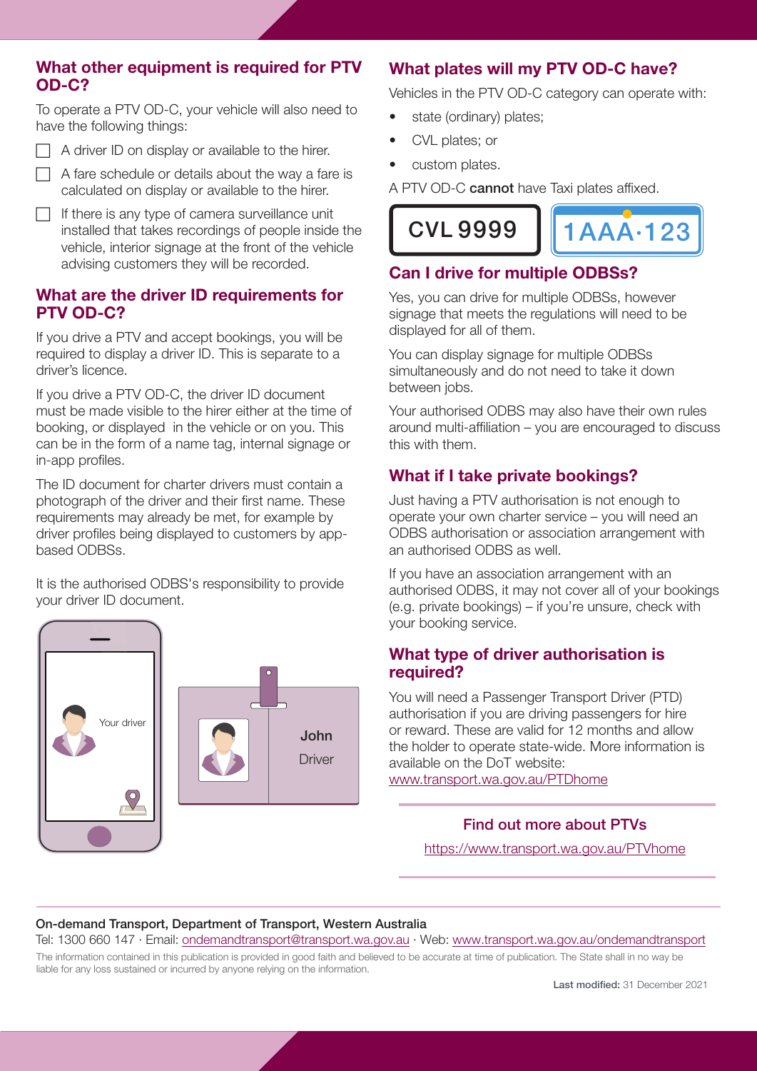## What other equipment is required for PTV OD-C?

To operate a PTV OD-C, your vehicle will also need to have the following things:

- [ ] A driver ID on display or available to the hirer.
- [ ] A fare schedule or details about the way a fare is calculated on display or available to the hirer.
- [ ] If there is any type of camera surveillance unit installed that takes recordings of people inside the vehicle, interior signage at the front of the vehicle advising customers they will be recorded.

## What are the driver ID requirements for PTV OD-C?

If you drive a PTV and accept bookings, you will be required to display a driver ID. This is separate to a driver's licence.

If you drive a PTV OD-C, the driver ID document must be made visible to the hirer either at the time of booking, or displayed in the vehicle or on you. This can be in the form of a name tag, internal signage or in-app profiles.

The ID document for charter drivers must contain a photograph of the driver and their first name. These requirements may already be met, for example by driver profiles being displayed to customers by app-based ODBSs.

It is the authorised ODBS's responsibility to provide your driver ID document.

Your driver

John
Driver

## What plates will my PTV OD-C have?

Vehicles in the PTV OD-C category can operate with:

- state (ordinary) plates;
- CVL plates; or
- custom plates.

A PTV OD-C **cannot** have Taxi plates affixed.

CVL 9999

1AAA·123

## Can I drive for multiple ODBSs?

Yes, you can drive for multiple ODBSs, however signage that meets the regulations will need to be displayed for all of them.

You can display signage for multiple ODBSs simultaneously and do not need to take it down between jobs.

Your authorised ODBS may also have their own rules around multi-affiliation – you are encouraged to discuss this with them.

## What if I take private bookings?

Just having a PTV authorisation is not enough to operate your own charter service – you will need an ODBS authorisation or association arrangement with an authorised ODBS as well.

If you have an association arrangement with an authorised ODBS, it may not cover all of your bookings (e.g. private bookings) – if you're unsure, check with your booking service.

## What type of driver authorisation is required?

You will need a Passenger Transport Driver (PTD) authorisation if you are driving passengers for hire or reward. These are valid for 12 months and allow the holder to operate state-wide. More information is available on the DoT website: www.transport.wa.gov.au/PTDhome

### Find out more about PTVs

https://www.transport.wa.gov.au/PTVhome

**On-demand Transport, Department of Transport, Western Australia**
Tel: 1300 660 147 · Email: ondemandtransport@transport.wa.gov.au · Web: www.transport.wa.gov.au/ondemandtransport

The information contained in this publication is provided in good faith and believed to be accurate at time of publication. The State shall in no way be liable for any loss sustained or incurred by anyone relying on the information.

**Last modified:** 31 December 2021